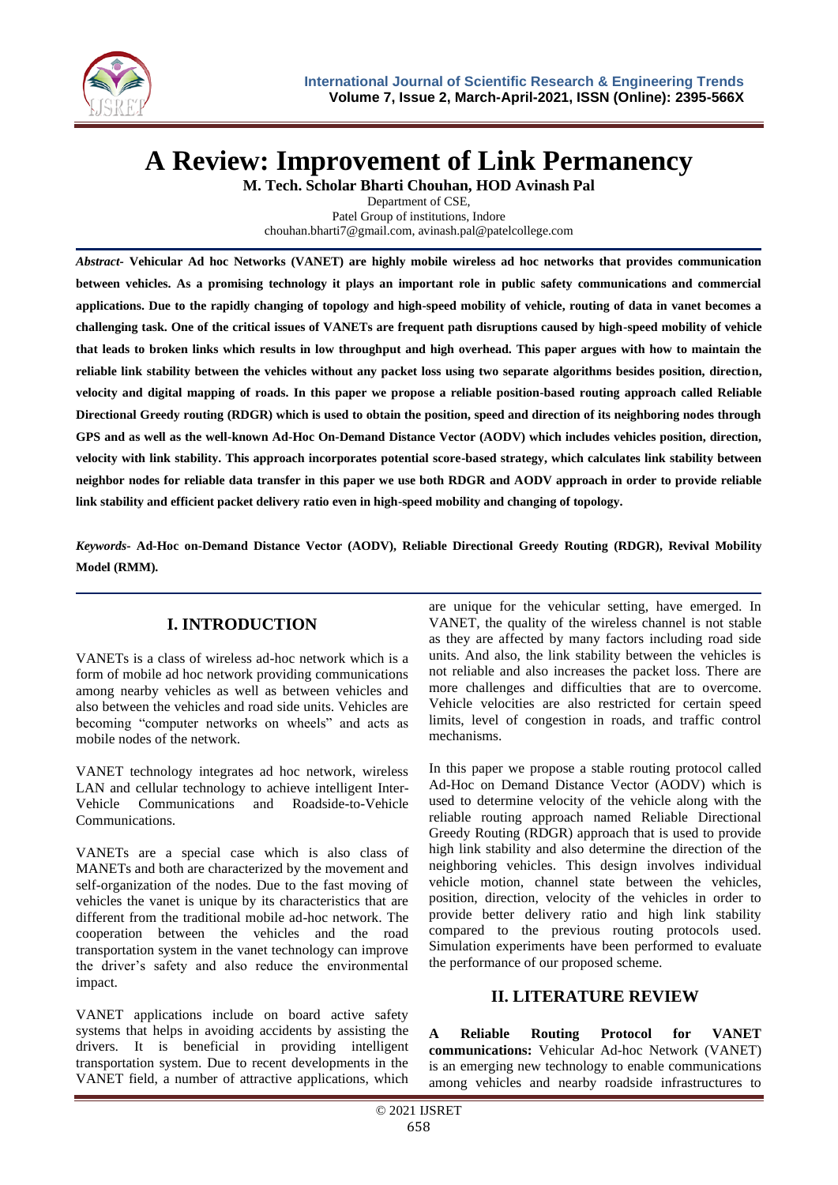# A Review: Improvement of Link Permanency

**M. Tech. Scholar Bharti Chouhan, HOD Avinash Pal**

Department of CSE,
Patel Group of institutions, Indore
chouhan.bharti7@gmail.com, avinash.pal@patelcollege.com

***Abstract-*** **Vehicular Ad hoc Networks (VANET) are highly mobile wireless ad hoc networks that provides communication between vehicles. As a promising technology it plays an important role in public safety communications and commercial applications. Due to the rapidly changing of topology and high-speed mobility of vehicle, routing of data in vanet becomes a challenging task. One of the critical issues of VANETs are frequent path disruptions caused by high-speed mobility of vehicle that leads to broken links which results in low throughput and high overhead. This paper argues with how to maintain the reliable link stability between the vehicles without any packet loss using two separate algorithms besides position, direction, velocity and digital mapping of roads. In this paper we propose a reliable position-based routing approach called Reliable Directional Greedy routing (RDGR) which is used to obtain the position, speed and direction of its neighboring nodes through GPS and as well as the well-known Ad-Hoc On-Demand Distance Vector (AODV) which includes vehicles position, direction, velocity with link stability. This approach incorporates potential score-based strategy, which calculates link stability between neighbor nodes for reliable data transfer in this paper we use both RDGR and AODV approach in order to provide reliable link stability and efficient packet delivery ratio even in high-speed mobility and changing of topology.**

***Keywords-*** **Ad-Hoc on-Demand Distance Vector (AODV), Reliable Directional Greedy Routing (RDGR), Revival Mobility Model (RMM).**

## I. INTRODUCTION

VANETs is a class of wireless ad-hoc network which is a form of mobile ad hoc network providing communications among nearby vehicles as well as between vehicles and also between the vehicles and road side units. Vehicles are becoming "computer networks on wheels" and acts as mobile nodes of the network.

VANET technology integrates ad hoc network, wireless LAN and cellular technology to achieve intelligent Inter-Vehicle Communications and Roadside-to-Vehicle Communications.

VANETs are a special case which is also class of MANETs and both are characterized by the movement and self-organization of the nodes. Due to the fast moving of vehicles the vanet is unique by its characteristics that are different from the traditional mobile ad-hoc network. The cooperation between the vehicles and the road transportation system in the vanet technology can improve the driver's safety and also reduce the environmental impact.

VANET applications include on board active safety systems that helps in avoiding accidents by assisting the drivers. It is beneficial in providing intelligent transportation system. Due to recent developments in the VANET field, a number of attractive applications, which are unique for the vehicular setting, have emerged. In VANET, the quality of the wireless channel is not stable as they are affected by many factors including road side units. And also, the link stability between the vehicles is not reliable and also increases the packet loss. There are more challenges and difficulties that are to overcome. Vehicle velocities are also restricted for certain speed limits, level of congestion in roads, and traffic control mechanisms.

In this paper we propose a stable routing protocol called Ad-Hoc on Demand Distance Vector (AODV) which is used to determine velocity of the vehicle along with the reliable routing approach named Reliable Directional Greedy Routing (RDGR) approach that is used to provide high link stability and also determine the direction of the neighboring vehicles. This design involves individual vehicle motion, channel state between the vehicles, position, direction, velocity of the vehicles in order to provide better delivery ratio and high link stability compared to the previous routing protocols used. Simulation experiments have been performed to evaluate the performance of our proposed scheme.

## II. LITERATURE REVIEW

**A Reliable Routing Protocol for VANET communications:** Vehicular Ad-hoc Network (VANET) is an emerging new technology to enable communications among vehicles and nearby roadside infrastructures to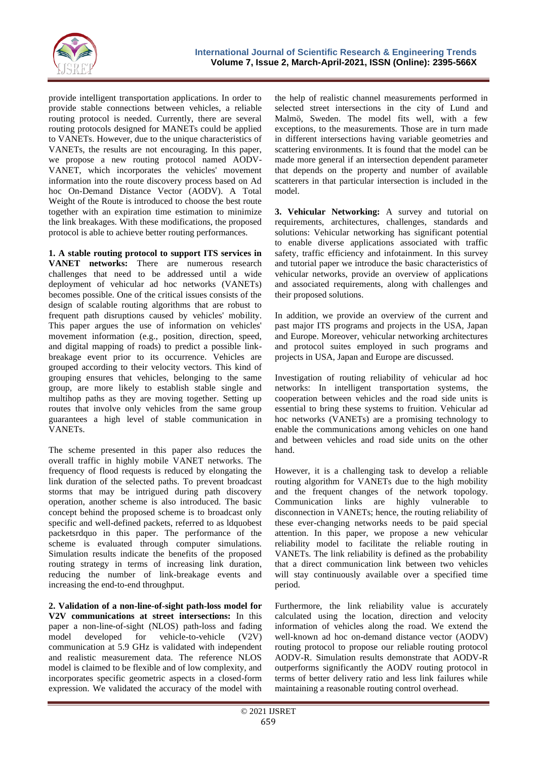provide intelligent transportation applications. In order to provide stable connections between vehicles, a reliable routing protocol is needed. Currently, there are several routing protocols designed for MANETs could be applied to VANETs. However, due to the unique characteristics of VANETs, the results are not encouraging. In this paper, we propose a new routing protocol named AODV-VANET, which incorporates the vehicles' movement information into the route discovery process based on Ad hoc On-Demand Distance Vector (AODV). A Total Weight of the Route is introduced to choose the best route together with an expiration time estimation to minimize the link breakages. With these modifications, the proposed protocol is able to achieve better routing performances.

**1. A stable routing protocol to support ITS services in VANET networks:** There are numerous research challenges that need to be addressed until a wide deployment of vehicular ad hoc networks (VANETs) becomes possible. One of the critical issues consists of the design of scalable routing algorithms that are robust to frequent path disruptions caused by vehicles' mobility. This paper argues the use of information on vehicles' movement information (e.g., position, direction, speed, and digital mapping of roads) to predict a possible link-breakage event prior to its occurrence. Vehicles are grouped according to their velocity vectors. This kind of grouping ensures that vehicles, belonging to the same group, are more likely to establish stable single and multihop paths as they are moving together. Setting up routes that involve only vehicles from the same group guarantees a high level of stable communication in VANETs.

The scheme presented in this paper also reduces the overall traffic in highly mobile VANET networks. The frequency of flood requests is reduced by elongating the link duration of the selected paths. To prevent broadcast storms that may be intrigued during path discovery operation, another scheme is also introduced. The basic concept behind the proposed scheme is to broadcast only specific and well-defined packets, referred to as ldquobest packetsrdquo in this paper. The performance of the scheme is evaluated through computer simulations. Simulation results indicate the benefits of the proposed routing strategy in terms of increasing link duration, reducing the number of link-breakage events and increasing the end-to-end throughput.

**2. Validation of a non-line-of-sight path-loss model for V2V communications at street intersections:** In this paper a non-line-of-sight (NLOS) path-loss and fading model developed for vehicle-to-vehicle (V2V) communication at 5.9 GHz is validated with independent and realistic measurement data. The reference NLOS model is claimed to be flexible and of low complexity, and incorporates specific geometric aspects in a closed-form expression. We validated the accuracy of the model with the help of realistic channel measurements performed in selected street intersections in the city of Lund and Malmö, Sweden. The model fits well, with a few exceptions, to the measurements. Those are in turn made in different intersections having variable geometries and scattering environments. It is found that the model can be made more general if an intersection dependent parameter that depends on the property and number of available scatterers in that particular intersection is included in the model.

**3. Vehicular Networking:** A survey and tutorial on requirements, architectures, challenges, standards and solutions: Vehicular networking has significant potential to enable diverse applications associated with traffic safety, traffic efficiency and infotainment. In this survey and tutorial paper we introduce the basic characteristics of vehicular networks, provide an overview of applications and associated requirements, along with challenges and their proposed solutions.

In addition, we provide an overview of the current and past major ITS programs and projects in the USA, Japan and Europe. Moreover, vehicular networking architectures and protocol suites employed in such programs and projects in USA, Japan and Europe are discussed.

Investigation of routing reliability of vehicular ad hoc networks: In intelligent transportation systems, the cooperation between vehicles and the road side units is essential to bring these systems to fruition. Vehicular ad hoc networks (VANETs) are a promising technology to enable the communications among vehicles on one hand and between vehicles and road side units on the other hand.

However, it is a challenging task to develop a reliable routing algorithm for VANETs due to the high mobility and the frequent changes of the network topology. Communication links are highly vulnerable to disconnection in VANETs; hence, the routing reliability of these ever-changing networks needs to be paid special attention. In this paper, we propose a new vehicular reliability model to facilitate the reliable routing in VANETs. The link reliability is defined as the probability that a direct communication link between two vehicles will stay continuously available over a specified time period.

Furthermore, the link reliability value is accurately calculated using the location, direction and velocity information of vehicles along the road. We extend the well-known ad hoc on-demand distance vector (AODV) routing protocol to propose our reliable routing protocol AODV-R. Simulation results demonstrate that AODV-R outperforms significantly the AODV routing protocol in terms of better delivery ratio and less link failures while maintaining a reasonable routing control overhead.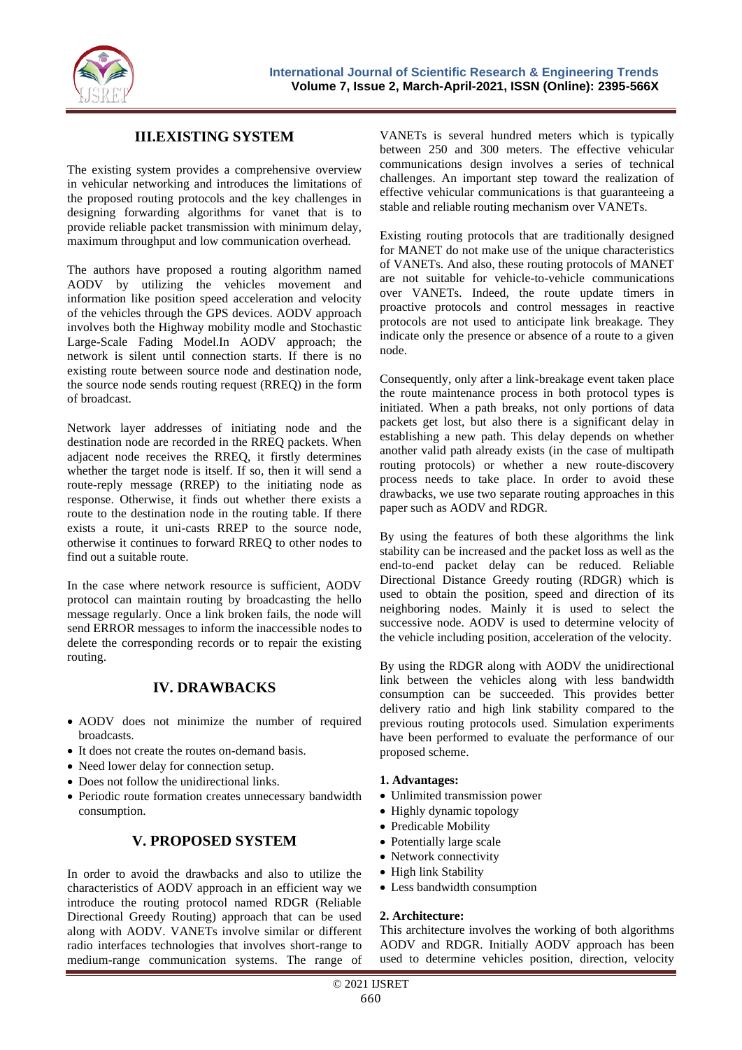## III.EXISTING SYSTEM

The existing system provides a comprehensive overview in vehicular networking and introduces the limitations of the proposed routing protocols and the key challenges in designing forwarding algorithms for vanet that is to provide reliable packet transmission with minimum delay, maximum throughput and low communication overhead.

The authors have proposed a routing algorithm named AODV by utilizing the vehicles movement and information like position speed acceleration and velocity of the vehicles through the GPS devices. AODV approach involves both the Highway mobility modle and Stochastic Large-Scale Fading Model.In AODV approach; the network is silent until connection starts. If there is no existing route between source node and destination node, the source node sends routing request (RREQ) in the form of broadcast.

Network layer addresses of initiating node and the destination node are recorded in the RREQ packets. When adjacent node receives the RREQ, it firstly determines whether the target node is itself. If so, then it will send a route-reply message (RREP) to the initiating node as response. Otherwise, it finds out whether there exists a route to the destination node in the routing table. If there exists a route, it uni-casts RREP to the source node, otherwise it continues to forward RREQ to other nodes to find out a suitable route.

In the case where network resource is sufficient, AODV protocol can maintain routing by broadcasting the hello message regularly. Once a link broken fails, the node will send ERROR messages to inform the inaccessible nodes to delete the corresponding records or to repair the existing routing.

## IV. DRAWBACKS

- AODV does not minimize the number of required broadcasts.
- It does not create the routes on-demand basis.
- Need lower delay for connection setup.
- Does not follow the unidirectional links.
- Periodic route formation creates unnecessary bandwidth consumption.

## V. PROPOSED SYSTEM

In order to avoid the drawbacks and also to utilize the characteristics of AODV approach in an efficient way we introduce the routing protocol named RDGR (Reliable Directional Greedy Routing) approach that can be used along with AODV. VANETs involve similar or different radio interfaces technologies that involves short-range to medium-range communication systems. The range of VANETs is several hundred meters which is typically between 250 and 300 meters. The effective vehicular communications design involves a series of technical challenges. An important step toward the realization of effective vehicular communications is that guaranteeing a stable and reliable routing mechanism over VANETs.

Existing routing protocols that are traditionally designed for MANET do not make use of the unique characteristics of VANETs. And also, these routing protocols of MANET are not suitable for vehicle-to-vehicle communications over VANETs. Indeed, the route update timers in proactive protocols and control messages in reactive protocols are not used to anticipate link breakage. They indicate only the presence or absence of a route to a given node.

Consequently, only after a link-breakage event taken place the route maintenance process in both protocol types is initiated. When a path breaks, not only portions of data packets get lost, but also there is a significant delay in establishing a new path. This delay depends on whether another valid path already exists (in the case of multipath routing protocols) or whether a new route-discovery process needs to take place. In order to avoid these drawbacks, we use two separate routing approaches in this paper such as AODV and RDGR.

By using the features of both these algorithms the link stability can be increased and the packet loss as well as the end-to-end packet delay can be reduced. Reliable Directional Distance Greedy routing (RDGR) which is used to obtain the position, speed and direction of its neighboring nodes. Mainly it is used to select the successive node. AODV is used to determine velocity of the vehicle including position, acceleration of the velocity.

By using the RDGR along with AODV the unidirectional link between the vehicles along with less bandwidth consumption can be succeeded. This provides better delivery ratio and high link stability compared to the previous routing protocols used. Simulation experiments have been performed to evaluate the performance of our proposed scheme.

### 1. Advantages:

- Unlimited transmission power
- Highly dynamic topology
- Predicable Mobility
- Potentially large scale
- Network connectivity
- High link Stability
- Less bandwidth consumption

### 2. Architecture:

This architecture involves the working of both algorithms AODV and RDGR. Initially AODV approach has been used to determine vehicles position, direction, velocity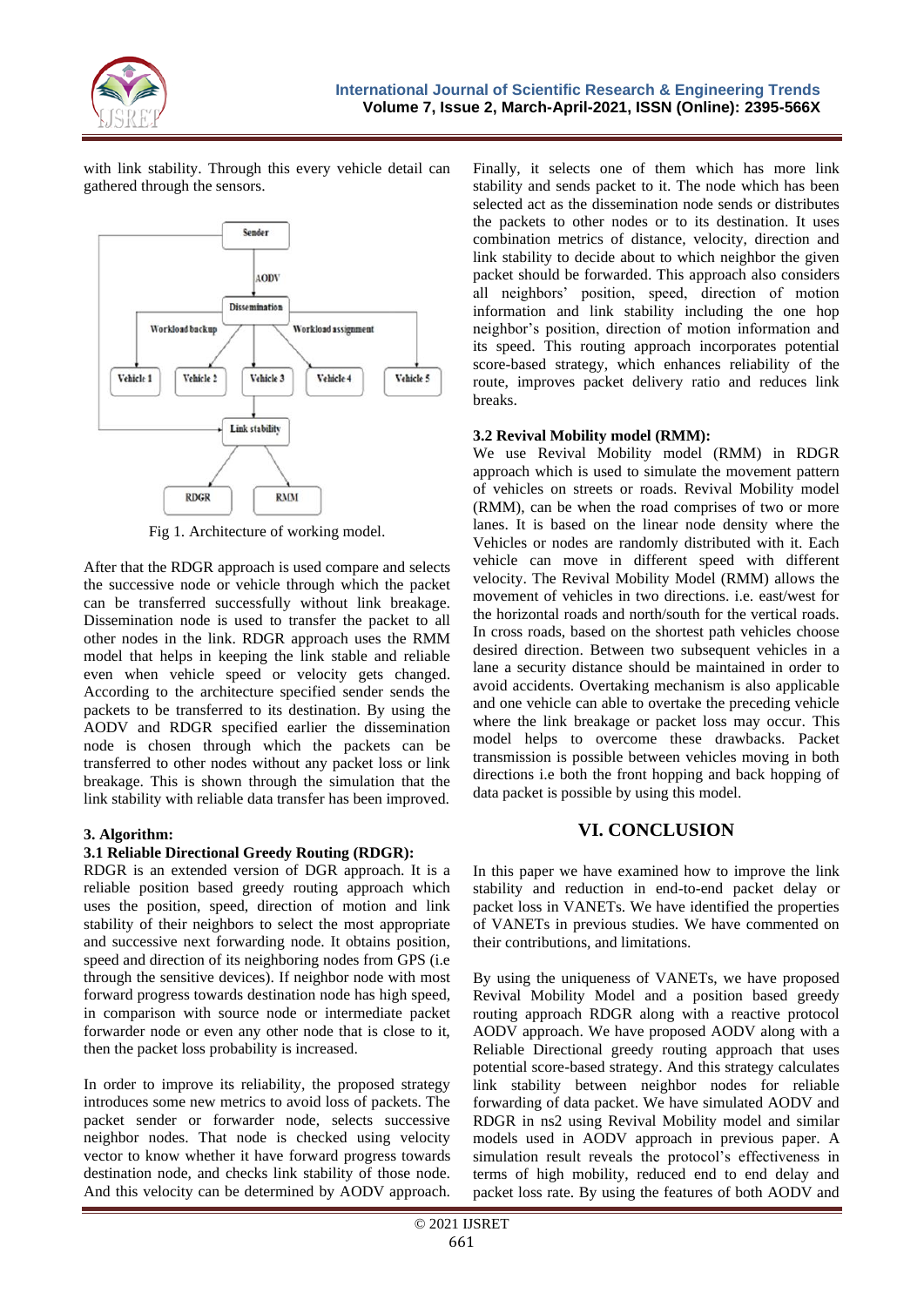with link stability. Through this every vehicle detail can gathered through the sensors.

Fig 1. Architecture of working model.

After that the RDGR approach is used compare and selects the successive node or vehicle through which the packet can be transferred successfully without link breakage. Dissemination node is used to transfer the packet to all other nodes in the link. RDGR approach uses the RMM model that helps in keeping the link stable and reliable even when vehicle speed or velocity gets changed. According to the architecture specified sender sends the packets to be transferred to its destination. By using the AODV and RDGR specified earlier the dissemination node is chosen through which the packets can be transferred to other nodes without any packet loss or link breakage. This is shown through the simulation that the link stability with reliable data transfer has been improved.

### 3. Algorithm:

### 3.1 Reliable Directional Greedy Routing (RDGR):

RDGR is an extended version of DGR approach. It is a reliable position based greedy routing approach which uses the position, speed, direction of motion and link stability of their neighbors to select the most appropriate and successive next forwarding node. It obtains position, speed and direction of its neighboring nodes from GPS (i.e through the sensitive devices). If neighbor node with most forward progress towards destination node has high speed, in comparison with source node or intermediate packet forwarder node or even any other node that is close to it, then the packet loss probability is increased.

In order to improve its reliability, the proposed strategy introduces some new metrics to avoid loss of packets. The packet sender or forwarder node, selects successive neighbor nodes. That node is checked using velocity vector to know whether it have forward progress towards destination node, and checks link stability of those node. And this velocity can be determined by AODV approach. Finally, it selects one of them which has more link stability and sends packet to it. The node which has been selected act as the dissemination node sends or distributes the packets to other nodes or to its destination. It uses combination metrics of distance, velocity, direction and link stability to decide about to which neighbor the given packet should be forwarded. This approach also considers all neighbors' position, speed, direction of motion information and link stability including the one hop neighbor's position, direction of motion information and its speed. This routing approach incorporates potential score-based strategy, which enhances reliability of the route, improves packet delivery ratio and reduces link breaks.

### 3.2 Revival Mobility model (RMM):

We use Revival Mobility model (RMM) in RDGR approach which is used to simulate the movement pattern of vehicles on streets or roads. Revival Mobility model (RMM), can be when the road comprises of two or more lanes. It is based on the linear node density where the Vehicles or nodes are randomly distributed with it. Each vehicle can move in different speed with different velocity. The Revival Mobility Model (RMM) allows the movement of vehicles in two directions. i.e. east/west for the horizontal roads and north/south for the vertical roads. In cross roads, based on the shortest path vehicles choose desired direction. Between two subsequent vehicles in a lane a security distance should be maintained in order to avoid accidents. Overtaking mechanism is also applicable and one vehicle can able to overtake the preceding vehicle where the link breakage or packet loss may occur. This model helps to overcome these drawbacks. Packet transmission is possible between vehicles moving in both directions i.e both the front hopping and back hopping of data packet is possible by using this model.

## VI. CONCLUSION

In this paper we have examined how to improve the link stability and reduction in end-to-end packet delay or packet loss in VANETs. We have identified the properties of VANETs in previous studies. We have commented on their contributions, and limitations.

By using the uniqueness of VANETs, we have proposed Revival Mobility Model and a position based greedy routing approach RDGR along with a reactive protocol AODV approach. We have proposed AODV along with a Reliable Directional greedy routing approach that uses potential score-based strategy. And this strategy calculates link stability between neighbor nodes for reliable forwarding of data packet. We have simulated AODV and RDGR in ns2 using Revival Mobility model and similar models used in AODV approach in previous paper. A simulation result reveals the protocol's effectiveness in terms of high mobility, reduced end to end delay and packet loss rate. By using the features of both AODV and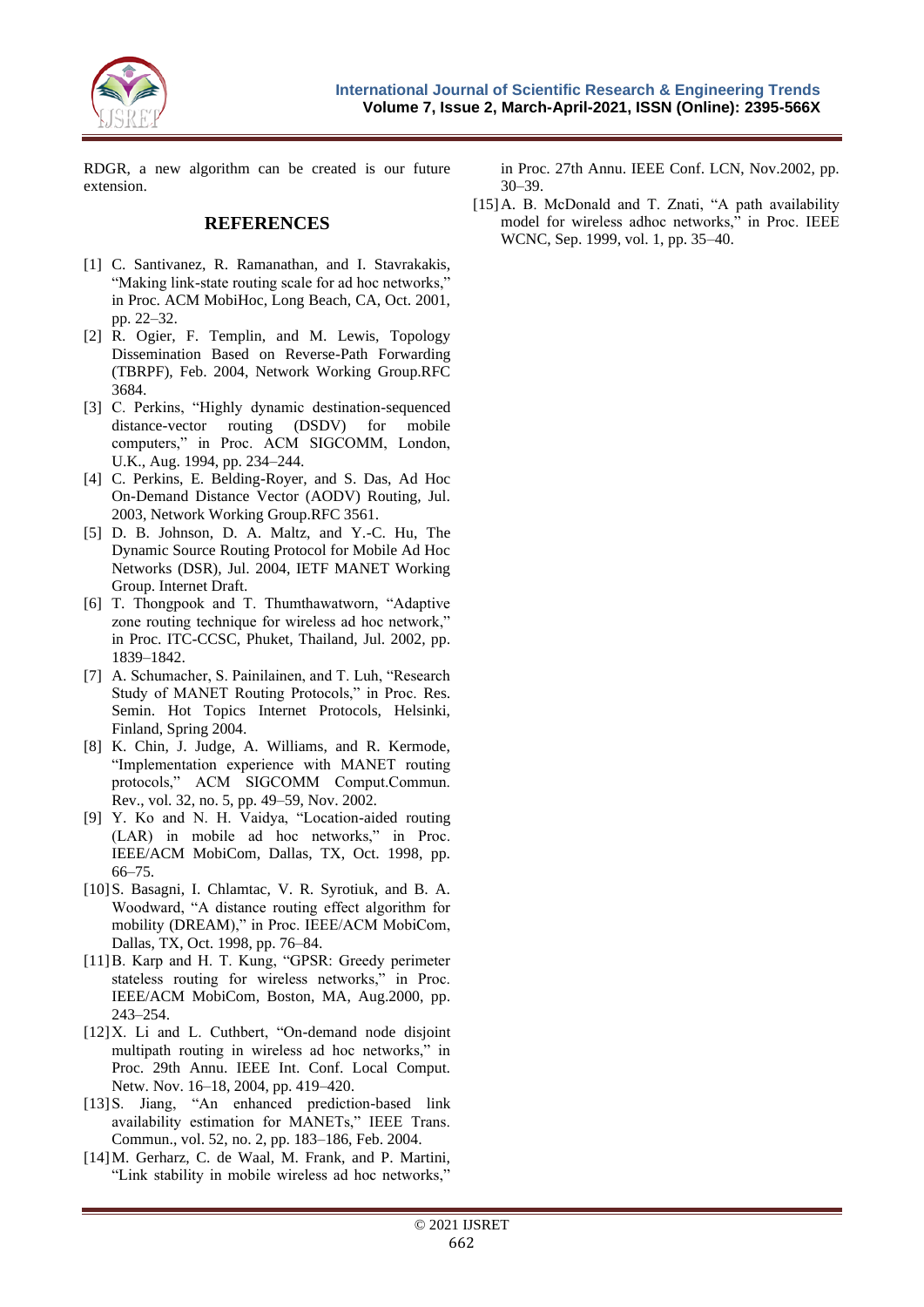RDGR, a new algorithm can be created is our future extension.

## REFERENCES

1. [1] C. Santivanez, R. Ramanathan, and I. Stavrakakis, "Making link-state routing scale for ad hoc networks," in Proc. ACM MobiHoc, Long Beach, CA, Oct. 2001, pp. 22–32.
2. [2] R. Ogier, F. Templin, and M. Lewis, Topology Dissemination Based on Reverse-Path Forwarding (TBRPF), Feb. 2004, Network Working Group.RFC 3684.
3. [3] C. Perkins, "Highly dynamic destination-sequenced distance-vector routing (DSDV) for mobile computers," in Proc. ACM SIGCOMM, London, U.K., Aug. 1994, pp. 234–244.
4. [4] C. Perkins, E. Belding-Royer, and S. Das, Ad Hoc On-Demand Distance Vector (AODV) Routing, Jul. 2003, Network Working Group.RFC 3561.
5. [5] D. B. Johnson, D. A. Maltz, and Y.-C. Hu, The Dynamic Source Routing Protocol for Mobile Ad Hoc Networks (DSR), Jul. 2004, IETF MANET Working Group. Internet Draft.
6. [6] T. Thongpook and T. Thumthawatworn, "Adaptive zone routing technique for wireless ad hoc network," in Proc. ITC-CCSC, Phuket, Thailand, Jul. 2002, pp. 1839–1842.
7. [7] A. Schumacher, S. Painilainen, and T. Luh, "Research Study of MANET Routing Protocols," in Proc. Res. Semin. Hot Topics Internet Protocols, Helsinki, Finland, Spring 2004.
8. [8] K. Chin, J. Judge, A. Williams, and R. Kermode, "Implementation experience with MANET routing protocols," ACM SIGCOMM Comput.Commun. Rev., vol. 32, no. 5, pp. 49–59, Nov. 2002.
9. [9] Y. Ko and N. H. Vaidya, "Location-aided routing (LAR) in mobile ad hoc networks," in Proc. IEEE/ACM MobiCom, Dallas, TX, Oct. 1998, pp. 66–75.
10. [10] S. Basagni, I. Chlamtac, V. R. Syrotiuk, and B. A. Woodward, "A distance routing effect algorithm for mobility (DREAM)," in Proc. IEEE/ACM MobiCom, Dallas, TX, Oct. 1998, pp. 76–84.
11. [11] B. Karp and H. T. Kung, "GPSR: Greedy perimeter stateless routing for wireless networks," in Proc. IEEE/ACM MobiCom, Boston, MA, Aug.2000, pp. 243–254.
12. [12] X. Li and L. Cuthbert, "On-demand node disjoint multipath routing in wireless ad hoc networks," in Proc. 29th Annu. IEEE Int. Conf. Local Comput. Netw. Nov. 16–18, 2004, pp. 419–420.
13. [13] S. Jiang, "An enhanced prediction-based link availability estimation for MANETs," IEEE Trans. Commun., vol. 52, no. 2, pp. 183–186, Feb. 2004.
14. [14] M. Gerharz, C. de Waal, M. Frank, and P. Martini, "Link stability in mobile wireless ad hoc networks," in Proc. 27th Annu. IEEE Conf. LCN, Nov.2002, pp. 30–39.
15. [15] A. B. McDonald and T. Znati, "A path availability model for wireless adhoc networks," in Proc. IEEE WCNC, Sep. 1999, vol. 1, pp. 35–40.